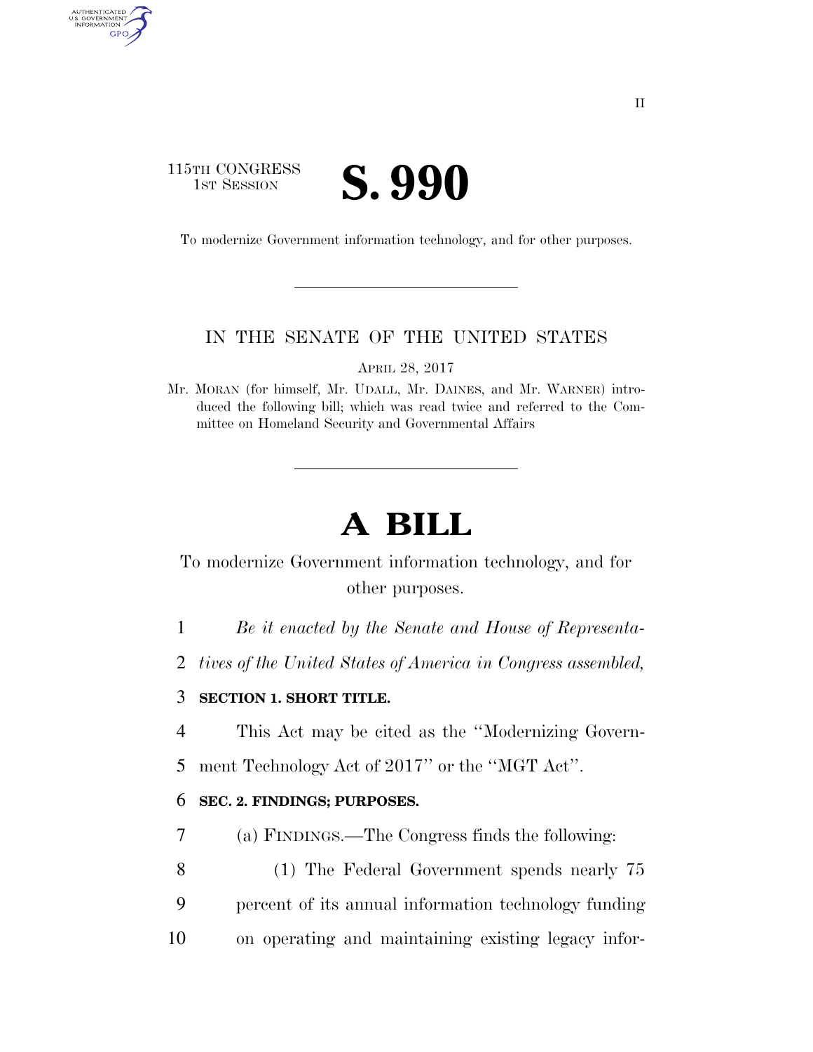115TH CONGRESS
1ST SESSION

# S. 990

To modernize Government information technology, and for other purposes.

IN THE SENATE OF THE UNITED STATES

APRIL 28, 2017

Mr. MORAN (for himself, Mr. UDALL, Mr. DAINES, and Mr. WARNER) introduced the following bill; which was read twice and referred to the Committee on Homeland Security and Governmental Affairs

# A BILL

To modernize Government information technology, and for other purposes.

1 *Be it enacted by the Senate and House of Representa-*
2 *tives of the United States of America in Congress assembled,*

3 **SECTION 1. SHORT TITLE.**

4 This Act may be cited as the ''Modernizing Govern-
5 ment Technology Act of 2017'' or the ''MGT Act''.

6 **SEC. 2. FINDINGS; PURPOSES.**

7 (a) FINDINGS.—The Congress finds the following:

8 (1) The Federal Government spends nearly 75
9 percent of its annual information technology funding
10 on operating and maintaining existing legacy infor-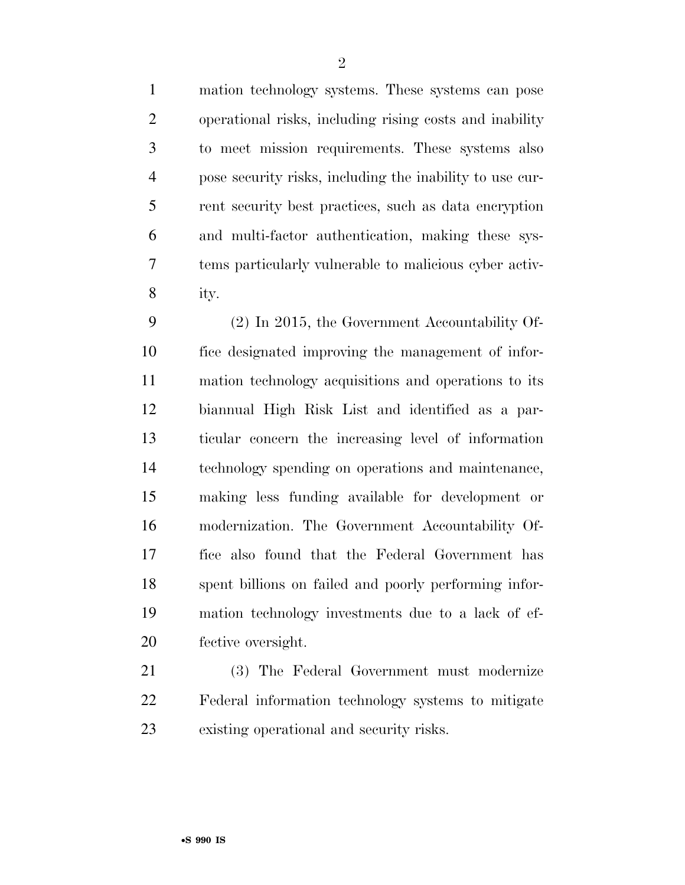mation technology systems. These systems can pose operational risks, including rising costs and inability to meet mission requirements. These systems also pose security risks, including the inability to use current security best practices, such as data encryption and multi-factor authentication, making these systems particularly vulnerable to malicious cyber activity.

(2) In 2015, the Government Accountability Office designated improving the management of information technology acquisitions and operations to its biannual High Risk List and identified as a particular concern the increasing level of information technology spending on operations and maintenance, making less funding available for development or modernization. The Government Accountability Office also found that the Federal Government has spent billions on failed and poorly performing information technology investments due to a lack of effective oversight.

(3) The Federal Government must modernize Federal information technology systems to mitigate existing operational and security risks.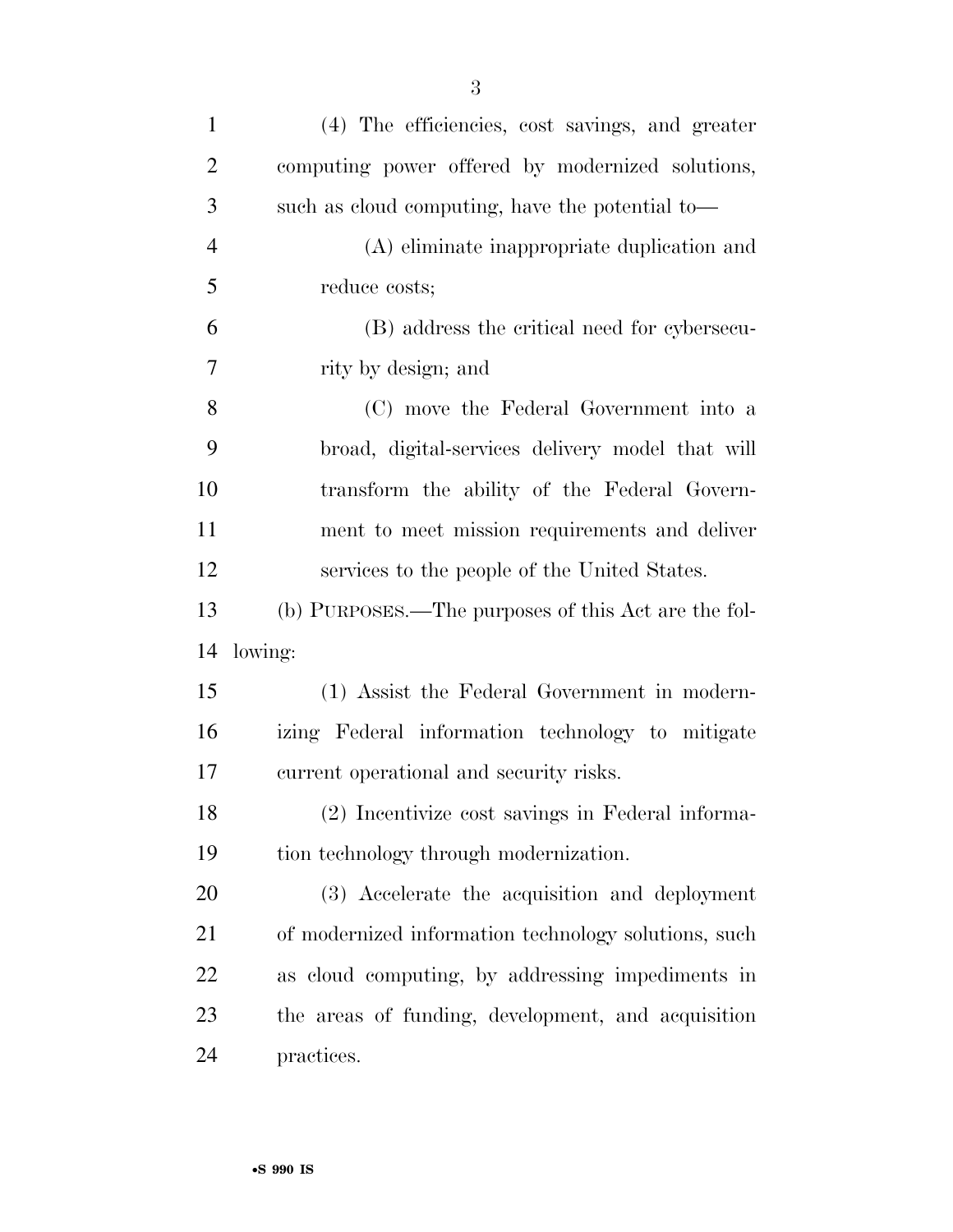(4) The efficiencies, cost savings, and greater computing power offered by modernized solutions, such as cloud computing, have the potential to—

(A) eliminate inappropriate duplication and reduce costs;

(B) address the critical need for cybersecurity by design; and

(C) move the Federal Government into a broad, digital-services delivery model that will transform the ability of the Federal Government to meet mission requirements and deliver services to the people of the United States.

(b) PURPOSES.—The purposes of this Act are the following:

(1) Assist the Federal Government in modernizing Federal information technology to mitigate current operational and security risks.

(2) Incentivize cost savings in Federal information technology through modernization.

(3) Accelerate the acquisition and deployment of modernized information technology solutions, such as cloud computing, by addressing impediments in the areas of funding, development, and acquisition practices.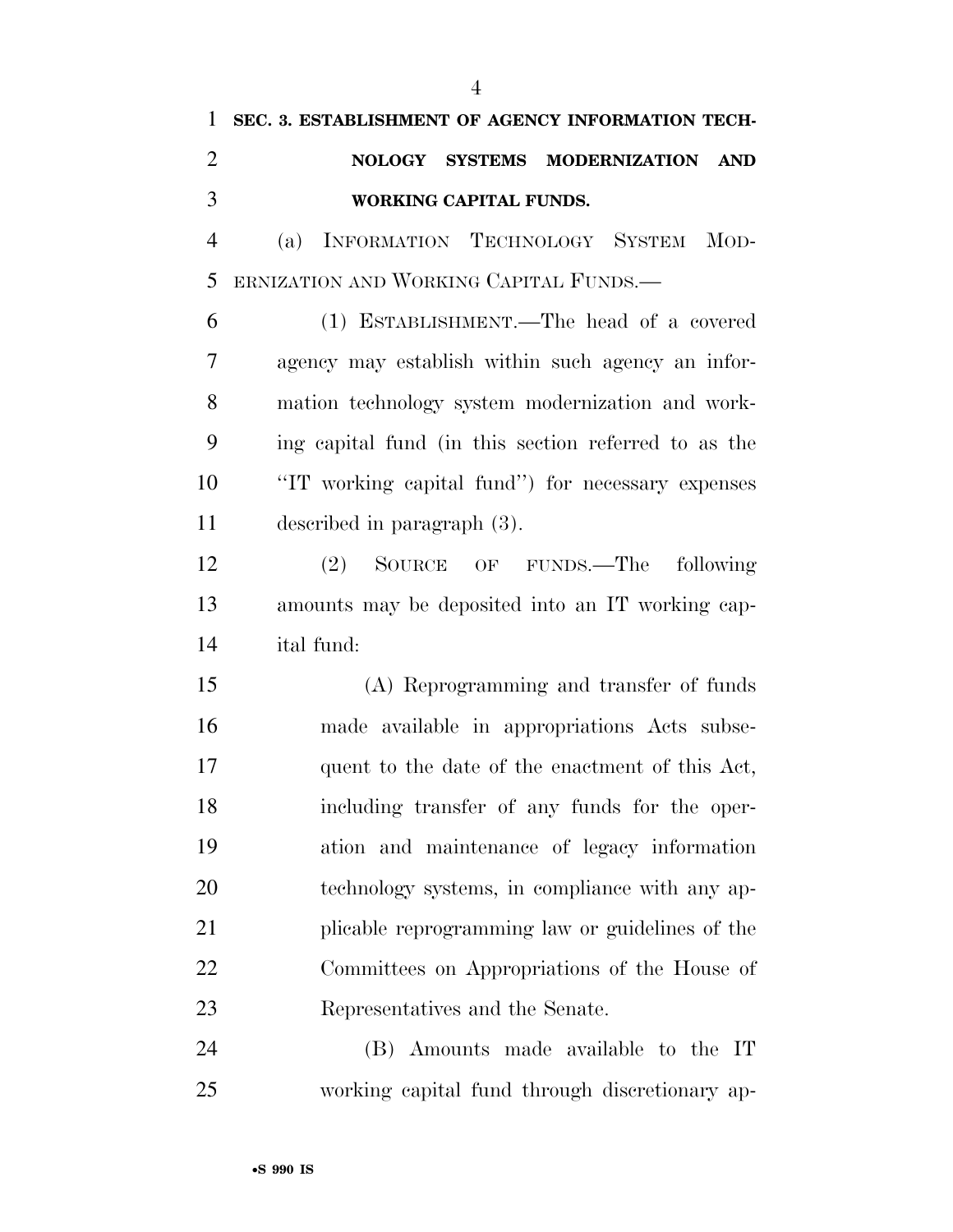**SEC. 3. ESTABLISHMENT OF AGENCY INFORMATION TECHNOLOGY SYSTEMS MODERNIZATION AND WORKING CAPITAL FUNDS.**

(a) INFORMATION TECHNOLOGY SYSTEM MODERNIZATION AND WORKING CAPITAL FUNDS.—

(1) ESTABLISHMENT.—The head of a covered agency may establish within such agency an information technology system modernization and working capital fund (in this section referred to as the "IT working capital fund") for necessary expenses described in paragraph (3).

(2) SOURCE OF FUNDS.—The following amounts may be deposited into an IT working capital fund:

(A) Reprogramming and transfer of funds made available in appropriations Acts subsequent to the date of the enactment of this Act, including transfer of any funds for the operation and maintenance of legacy information technology systems, in compliance with any applicable reprogramming law or guidelines of the Committees on Appropriations of the House of Representatives and the Senate.

(B) Amounts made available to the IT working capital fund through discretionary ap-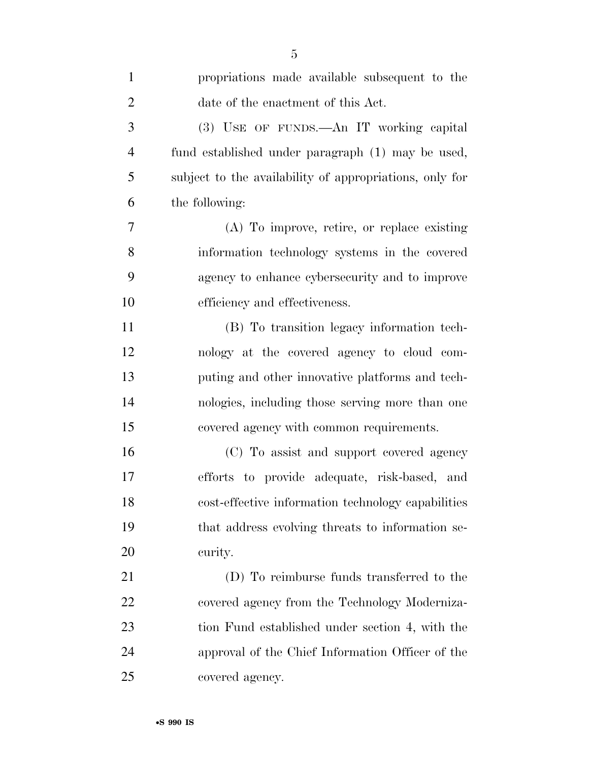propriations made available subsequent to the date of the enactment of this Act.

(3) USE OF FUNDS.—An IT working capital fund established under paragraph (1) may be used, subject to the availability of appropriations, only for the following:

(A) To improve, retire, or replace existing information technology systems in the covered agency to enhance cybersecurity and to improve efficiency and effectiveness.

(B) To transition legacy information technology at the covered agency to cloud computing and other innovative platforms and technologies, including those serving more than one covered agency with common requirements.

(C) To assist and support covered agency efforts to provide adequate, risk-based, and cost-effective information technology capabilities that address evolving threats to information security.

(D) To reimburse funds transferred to the covered agency from the Technology Modernization Fund established under section 4, with the approval of the Chief Information Officer of the covered agency.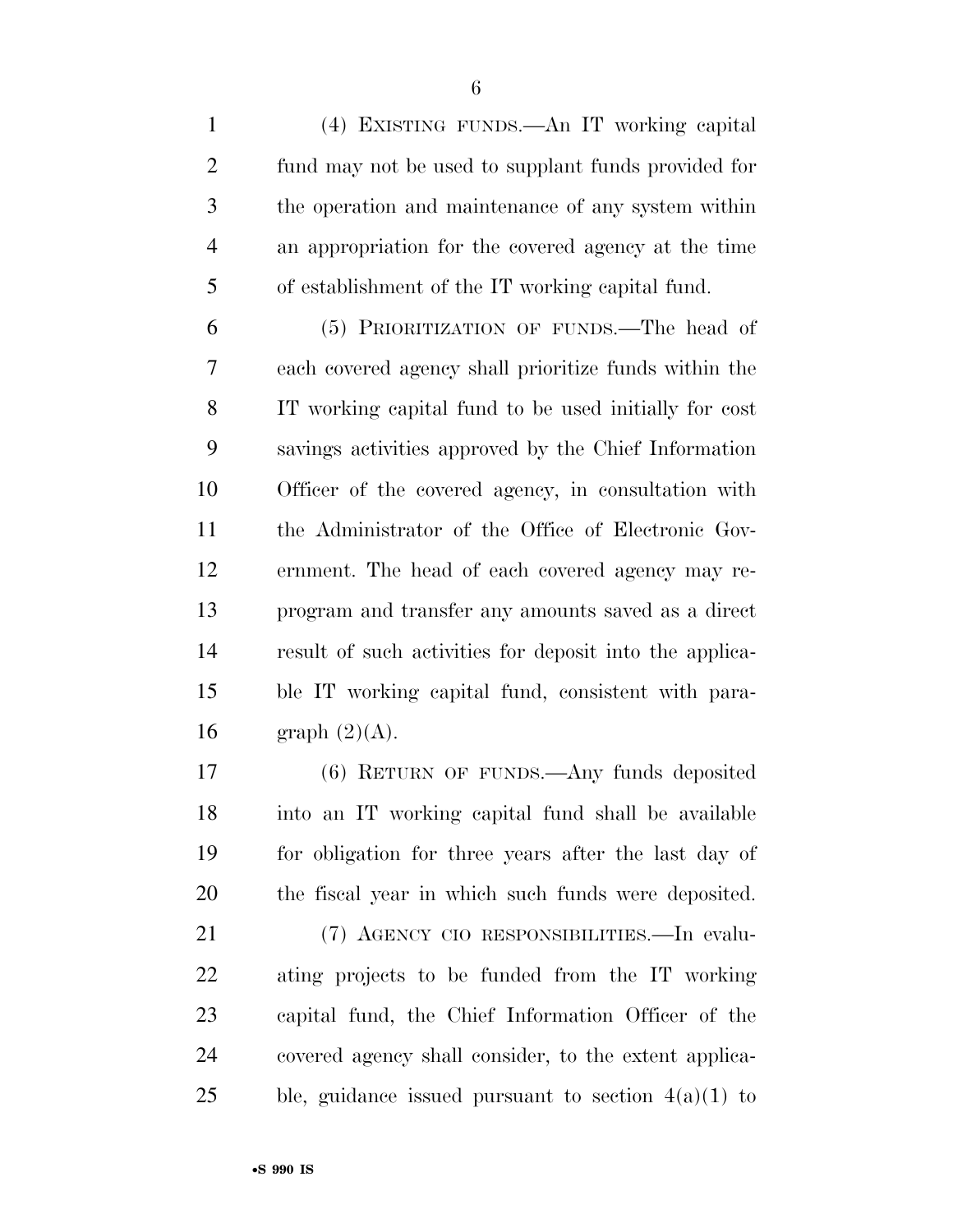(4) EXISTING FUNDS.—An IT working capital fund may not be used to supplant funds provided for the operation and maintenance of any system within an appropriation for the covered agency at the time of establishment of the IT working capital fund.

(5) PRIORITIZATION OF FUNDS.—The head of each covered agency shall prioritize funds within the IT working capital fund to be used initially for cost savings activities approved by the Chief Information Officer of the covered agency, in consultation with the Administrator of the Office of Electronic Government. The head of each covered agency may reprogram and transfer any amounts saved as a direct result of such activities for deposit into the applicable IT working capital fund, consistent with paragraph (2)(A).

(6) RETURN OF FUNDS.—Any funds deposited into an IT working capital fund shall be available for obligation for three years after the last day of the fiscal year in which such funds were deposited.

(7) AGENCY CIO RESPONSIBILITIES.—In evaluating projects to be funded from the IT working capital fund, the Chief Information Officer of the covered agency shall consider, to the extent applicable, guidance issued pursuant to section 4(a)(1) to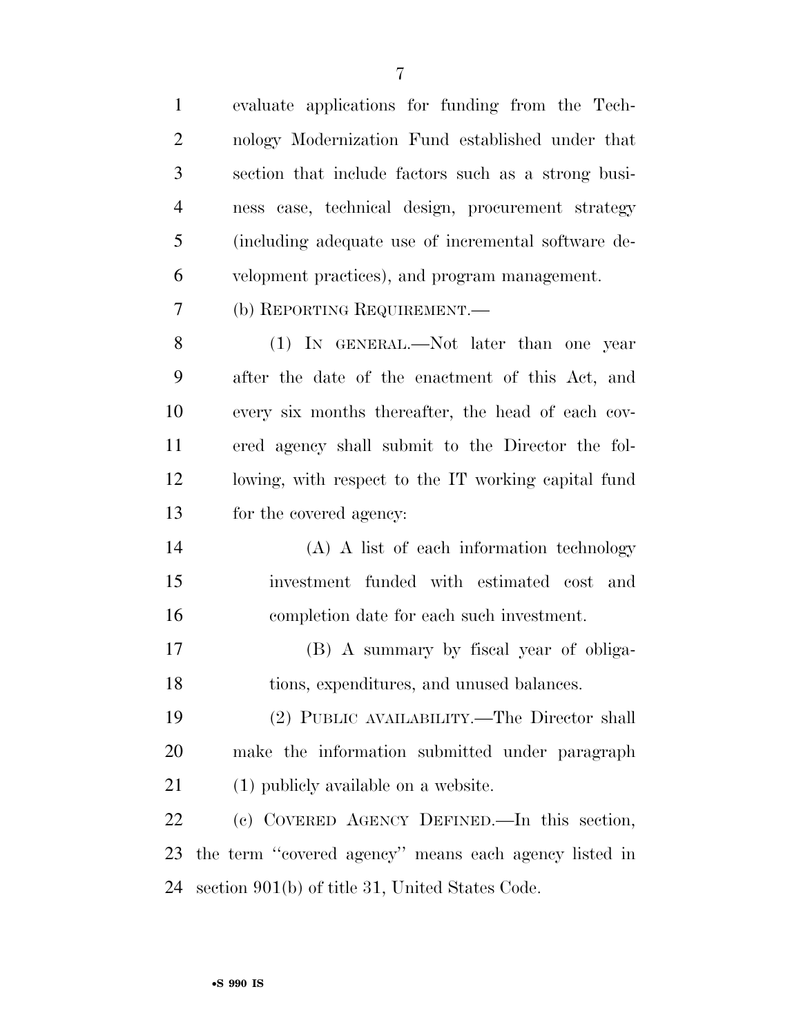evaluate applications for funding from the Technology Modernization Fund established under that section that include factors such as a strong business case, technical design, procurement strategy (including adequate use of incremental software development practices), and program management.

(b) REPORTING REQUIREMENT.—

(1) IN GENERAL.—Not later than one year after the date of the enactment of this Act, and every six months thereafter, the head of each covered agency shall submit to the Director the following, with respect to the IT working capital fund for the covered agency:

(A) A list of each information technology investment funded with estimated cost and completion date for each such investment.

(B) A summary by fiscal year of obligations, expenditures, and unused balances.

(2) PUBLIC AVAILABILITY.—The Director shall make the information submitted under paragraph (1) publicly available on a website.

(c) COVERED AGENCY DEFINED.—In this section, the term ''covered agency'' means each agency listed in section 901(b) of title 31, United States Code.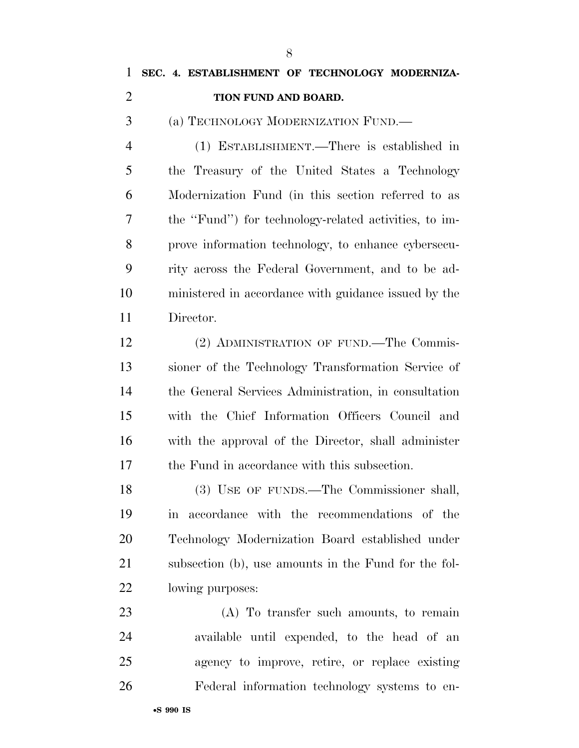**SEC. 4. ESTABLISHMENT OF TECHNOLOGY MODERNIZATION FUND AND BOARD.**

(a) TECHNOLOGY MODERNIZATION FUND.—

(1) ESTABLISHMENT.—There is established in the Treasury of the United States a Technology Modernization Fund (in this section referred to as the ''Fund'') for technology-related activities, to improve information technology, to enhance cybersecurity across the Federal Government, and to be administered in accordance with guidance issued by the Director.

(2) ADMINISTRATION OF FUND.—The Commissioner of the Technology Transformation Service of the General Services Administration, in consultation with the Chief Information Officers Council and with the approval of the Director, shall administer the Fund in accordance with this subsection.

(3) USE OF FUNDS.—The Commissioner shall, in accordance with the recommendations of the Technology Modernization Board established under subsection (b), use amounts in the Fund for the following purposes:

(A) To transfer such amounts, to remain available until expended, to the head of an agency to improve, retire, or replace existing Federal information technology systems to en-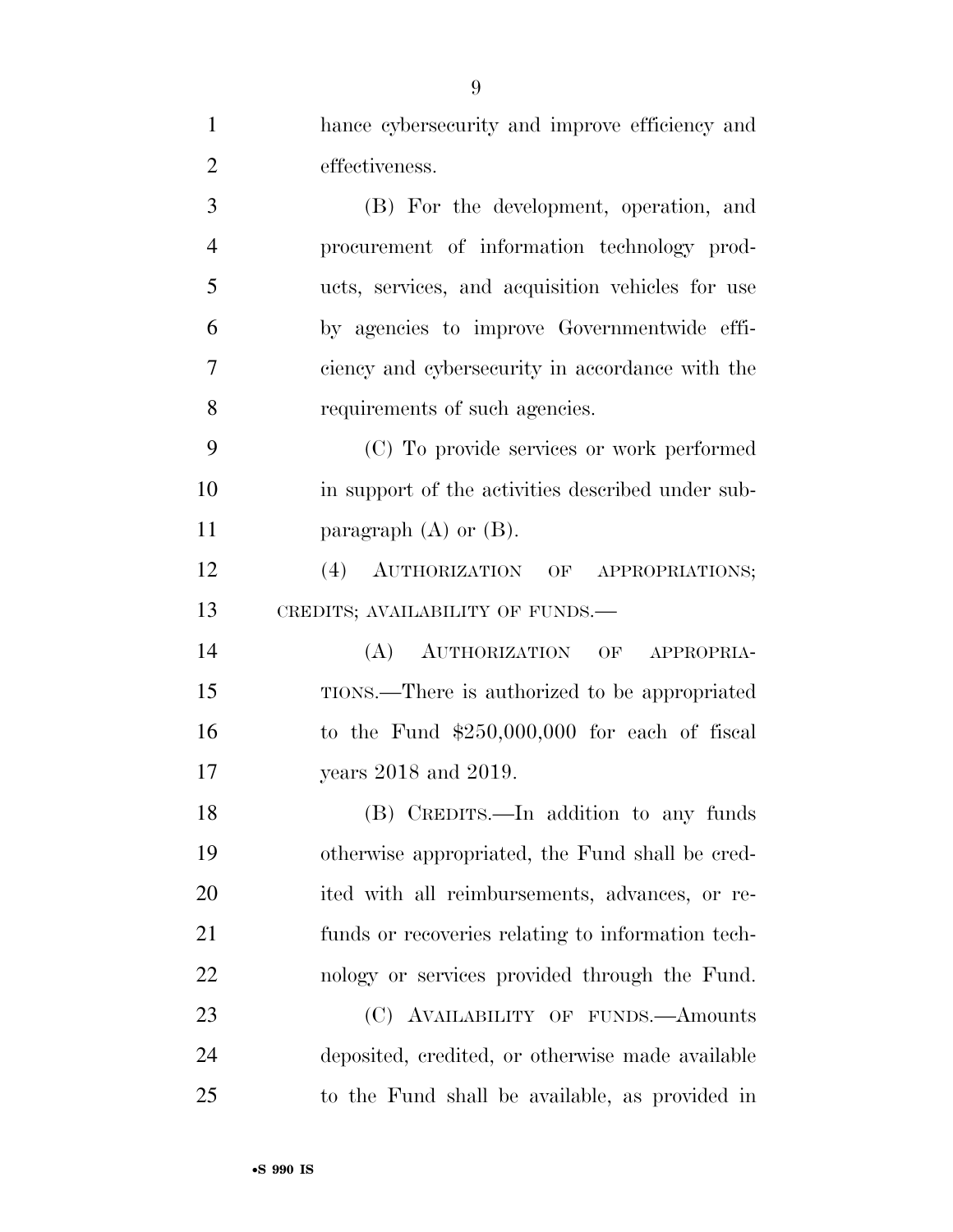hance cybersecurity and improve efficiency and effectiveness.

(B) For the development, operation, and procurement of information technology products, services, and acquisition vehicles for use by agencies to improve Governmentwide efficiency and cybersecurity in accordance with the requirements of such agencies.

(C) To provide services or work performed in support of the activities described under subparagraph (A) or (B).

(4) AUTHORIZATION OF APPROPRIATIONS; CREDITS; AVAILABILITY OF FUNDS.—

(A) AUTHORIZATION OF APPROPRIATIONS.—There is authorized to be appropriated to the Fund $250,000,000 for each of fiscal years 2018 and 2019.

(B) CREDITS.—In addition to any funds otherwise appropriated, the Fund shall be credited with all reimbursements, advances, or refunds or recoveries relating to information technology or services provided through the Fund.

(C) AVAILABILITY OF FUNDS.—Amounts deposited, credited, or otherwise made available to the Fund shall be available, as provided in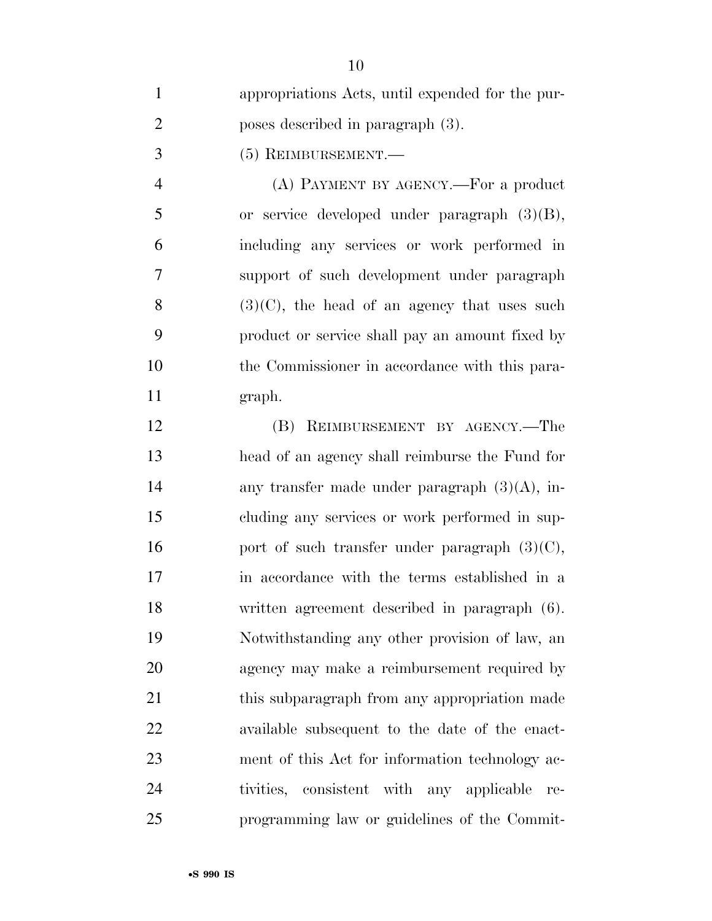appropriations Acts, until expended for the purposes described in paragraph (3).

(5) REIMBURSEMENT.—

(A) PAYMENT BY AGENCY.—For a product or service developed under paragraph (3)(B), including any services or work performed in support of such development under paragraph (3)(C), the head of an agency that uses such product or service shall pay an amount fixed by the Commissioner in accordance with this paragraph.

(B) REIMBURSEMENT BY AGENCY.—The head of an agency shall reimburse the Fund for any transfer made under paragraph (3)(A), including any services or work performed in support of such transfer under paragraph (3)(C), in accordance with the terms established in a written agreement described in paragraph (6). Notwithstanding any other provision of law, an agency may make a reimbursement required by this subparagraph from any appropriation made available subsequent to the date of the enactment of this Act for information technology activities, consistent with any applicable reprogramming law or guidelines of the Commit-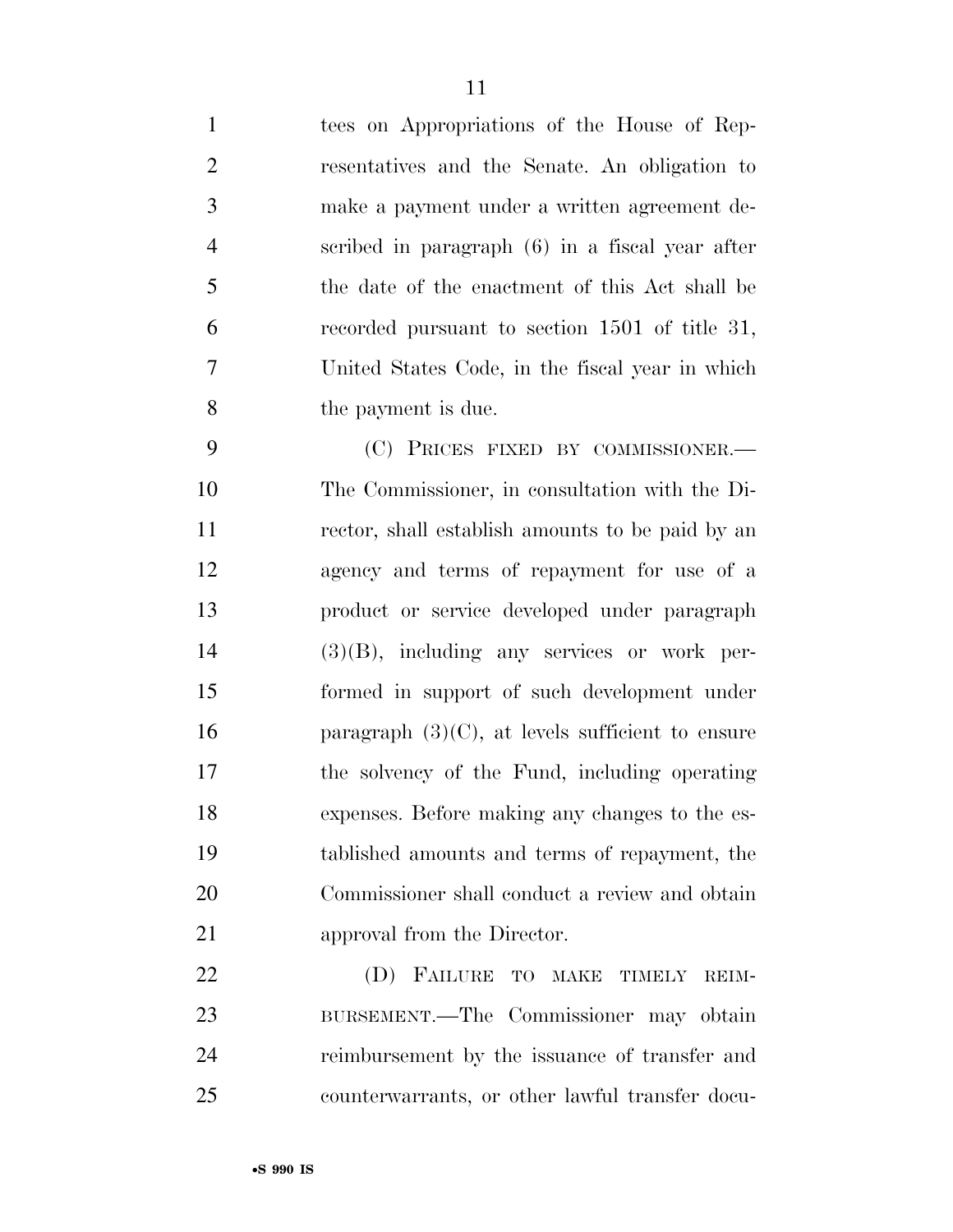tees on Appropriations of the House of Representatives and the Senate. An obligation to make a payment under a written agreement described in paragraph (6) in a fiscal year after the date of the enactment of this Act shall be recorded pursuant to section 1501 of title 31, United States Code, in the fiscal year in which the payment is due.

(C) PRICES FIXED BY COMMISSIONER.—The Commissioner, in consultation with the Director, shall establish amounts to be paid by an agency and terms of repayment for use of a product or service developed under paragraph (3)(B), including any services or work performed in support of such development under paragraph (3)(C), at levels sufficient to ensure the solvency of the Fund, including operating expenses. Before making any changes to the established amounts and terms of repayment, the Commissioner shall conduct a review and obtain approval from the Director.

(D) FAILURE TO MAKE TIMELY REIMBURSEMENT.—The Commissioner may obtain reimbursement by the issuance of transfer and counterwarrants, or other lawful transfer docu-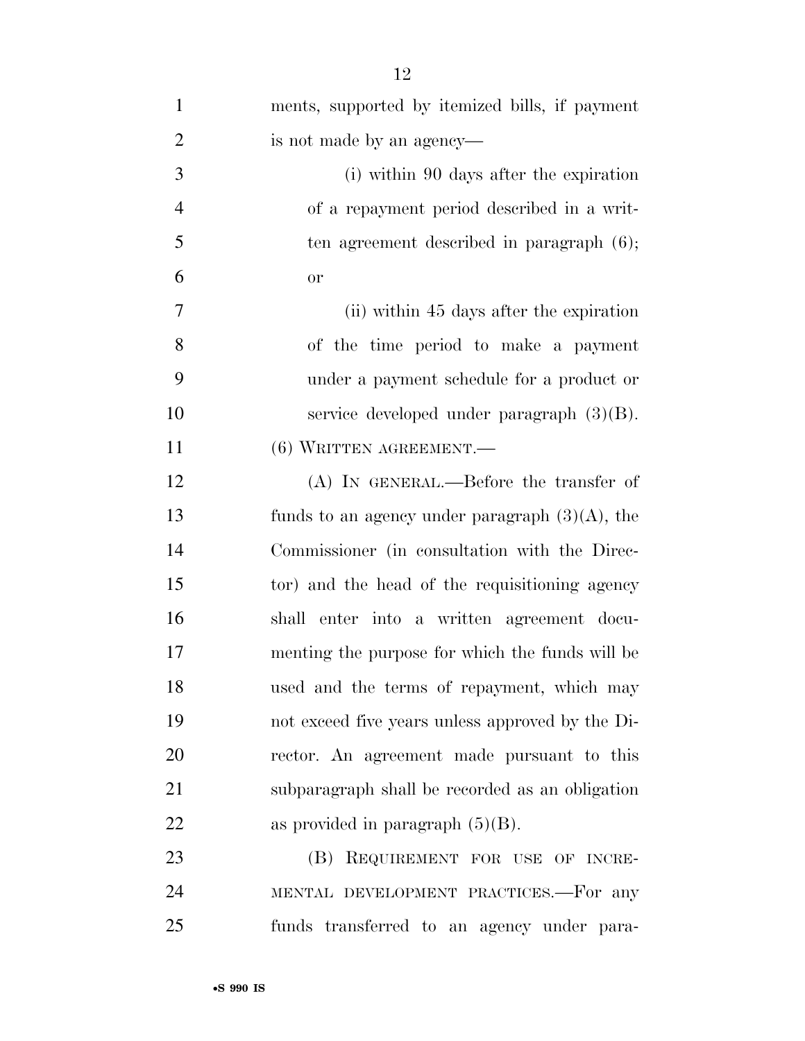ments, supported by itemized bills, if payment is not made by an agency—

(i) within 90 days after the expiration of a repayment period described in a written agreement described in paragraph (6); or

(ii) within 45 days after the expiration of the time period to make a payment under a payment schedule for a product or service developed under paragraph (3)(B).

(6) WRITTEN AGREEMENT.—

(A) IN GENERAL.—Before the transfer of funds to an agency under paragraph (3)(A), the Commissioner (in consultation with the Director) and the head of the requisitioning agency shall enter into a written agreement documenting the purpose for which the funds will be used and the terms of repayment, which may not exceed five years unless approved by the Director. An agreement made pursuant to this subparagraph shall be recorded as an obligation as provided in paragraph (5)(B).

(B) REQUIREMENT FOR USE OF INCREMENTAL DEVELOPMENT PRACTICES.—For any funds transferred to an agency under para-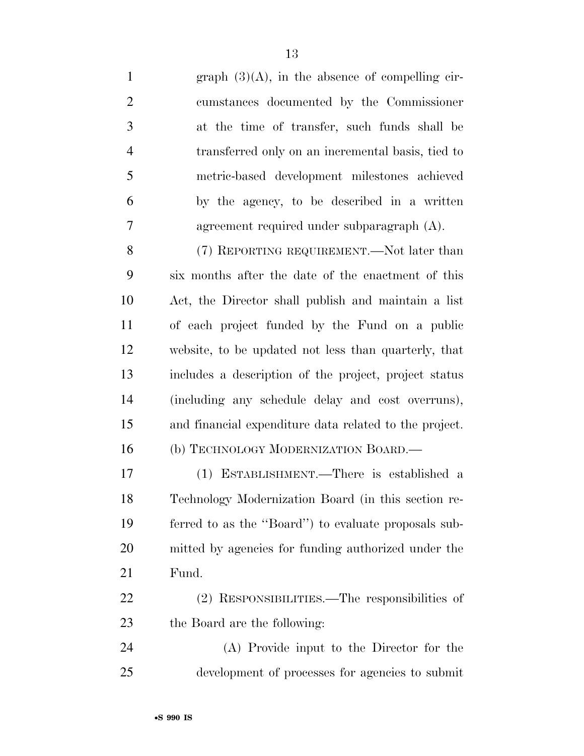graph (3)(A), in the absence of compelling circumstances documented by the Commissioner at the time of transfer, such funds shall be transferred only on an incremental basis, tied to metric-based development milestones achieved by the agency, to be described in a written agreement required under subparagraph (A).

(7) REPORTING REQUIREMENT.—Not later than six months after the date of the enactment of this Act, the Director shall publish and maintain a list of each project funded by the Fund on a public website, to be updated not less than quarterly, that includes a description of the project, project status (including any schedule delay and cost overruns), and financial expenditure data related to the project.

(b) TECHNOLOGY MODERNIZATION BOARD.—

(1) ESTABLISHMENT.—There is established a Technology Modernization Board (in this section referred to as the ''Board'') to evaluate proposals submitted by agencies for funding authorized under the Fund.

(2) RESPONSIBILITIES.—The responsibilities of the Board are the following:

(A) Provide input to the Director for the development of processes for agencies to submit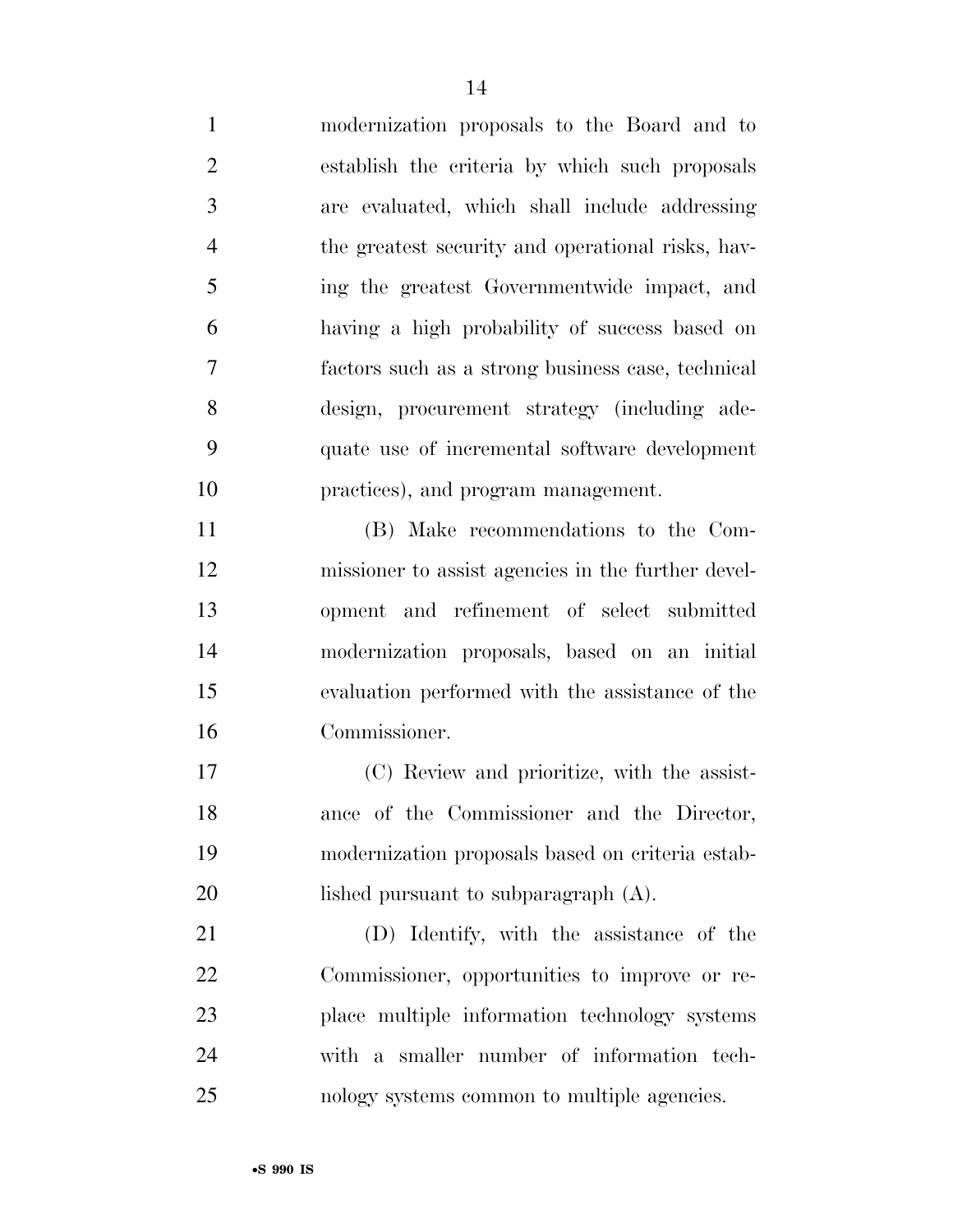modernization proposals to the Board and to establish the criteria by which such proposals are evaluated, which shall include addressing the greatest security and operational risks, having the greatest Governmentwide impact, and having a high probability of success based on factors such as a strong business case, technical design, procurement strategy (including adequate use of incremental software development practices), and program management.

(B) Make recommendations to the Commissioner to assist agencies in the further development and refinement of select submitted modernization proposals, based on an initial evaluation performed with the assistance of the Commissioner.

(C) Review and prioritize, with the assistance of the Commissioner and the Director, modernization proposals based on criteria established pursuant to subparagraph (A).

(D) Identify, with the assistance of the Commissioner, opportunities to improve or replace multiple information technology systems with a smaller number of information technology systems common to multiple agencies.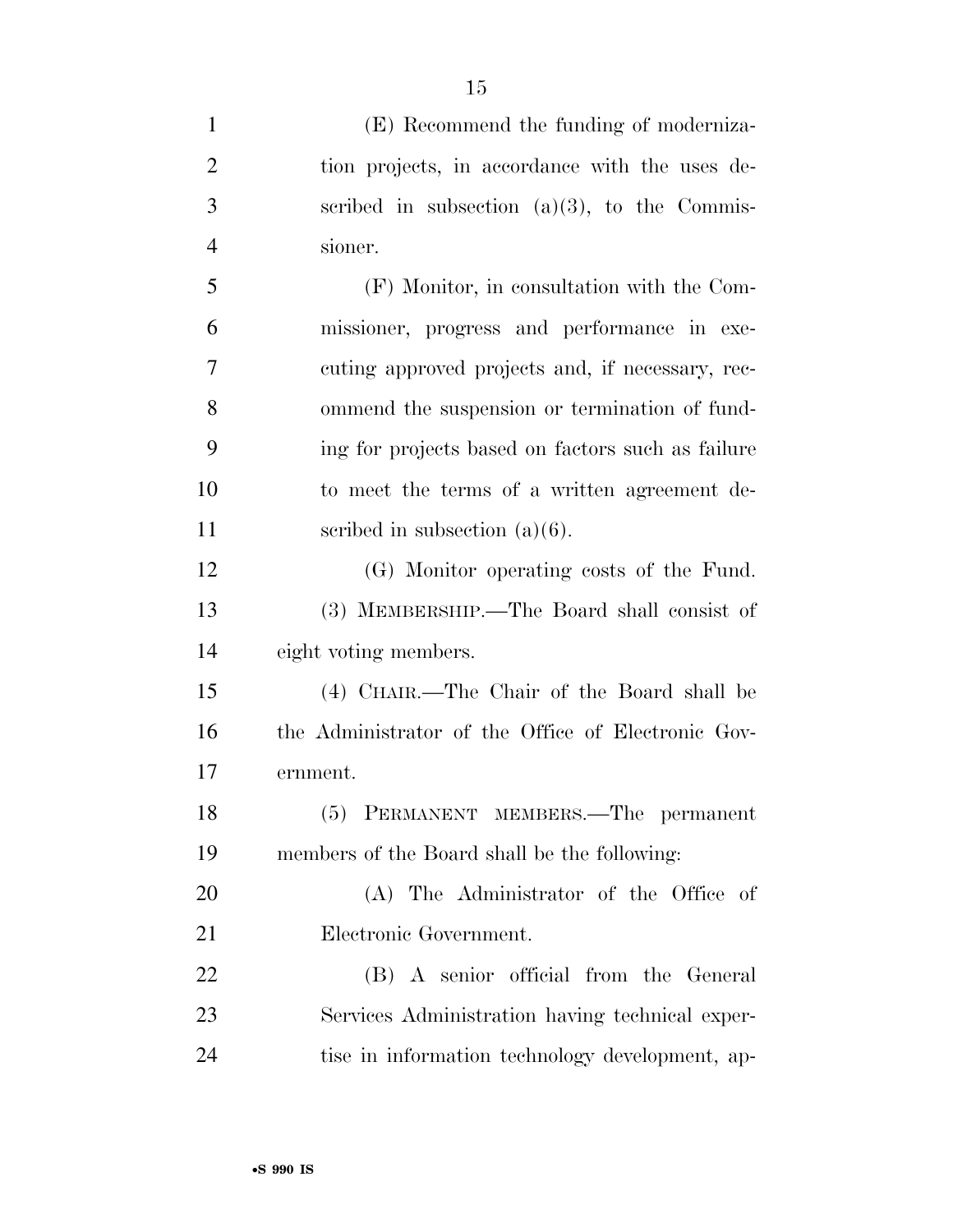(E) Recommend the funding of modernization projects, in accordance with the uses described in subsection (a)(3), to the Commissioner.

(F) Monitor, in consultation with the Commissioner, progress and performance in executing approved projects and, if necessary, recommend the suspension or termination of funding for projects based on factors such as failure to meet the terms of a written agreement described in subsection (a)(6).

(G) Monitor operating costs of the Fund.

(3) MEMBERSHIP.—The Board shall consist of eight voting members.

(4) CHAIR.—The Chair of the Board shall be the Administrator of the Office of Electronic Government.

(5) PERMANENT MEMBERS.—The permanent members of the Board shall be the following:

(A) The Administrator of the Office of Electronic Government.

(B) A senior official from the General Services Administration having technical expertise in information technology development, ap-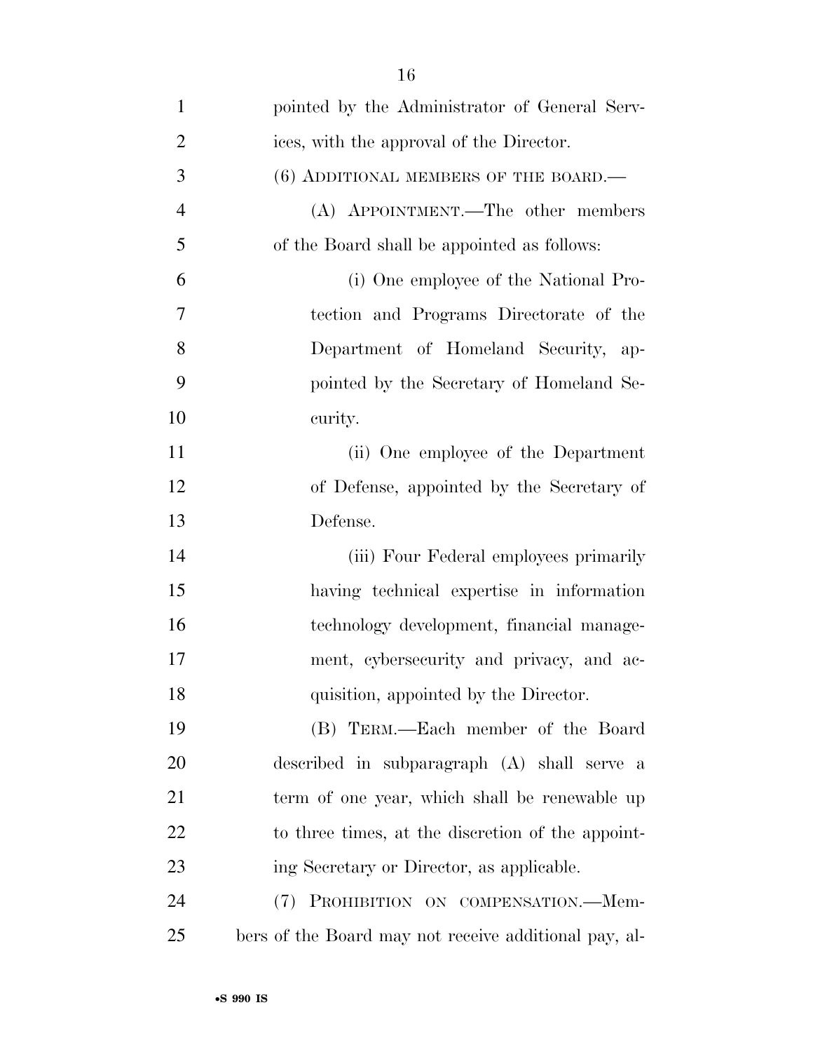pointed by the Administrator of General Services, with the approval of the Director.

(6) ADDITIONAL MEMBERS OF THE BOARD.—

(A) APPOINTMENT.—The other members of the Board shall be appointed as follows:

(i) One employee of the National Protection and Programs Directorate of the Department of Homeland Security, appointed by the Secretary of Homeland Security.

(ii) One employee of the Department of Defense, appointed by the Secretary of Defense.

(iii) Four Federal employees primarily having technical expertise in information technology development, financial management, cybersecurity and privacy, and acquisition, appointed by the Director.

(B) TERM.—Each member of the Board described in subparagraph (A) shall serve a term of one year, which shall be renewable up to three times, at the discretion of the appointing Secretary or Director, as applicable.

(7) PROHIBITION ON COMPENSATION.—Members of the Board may not receive additional pay, al-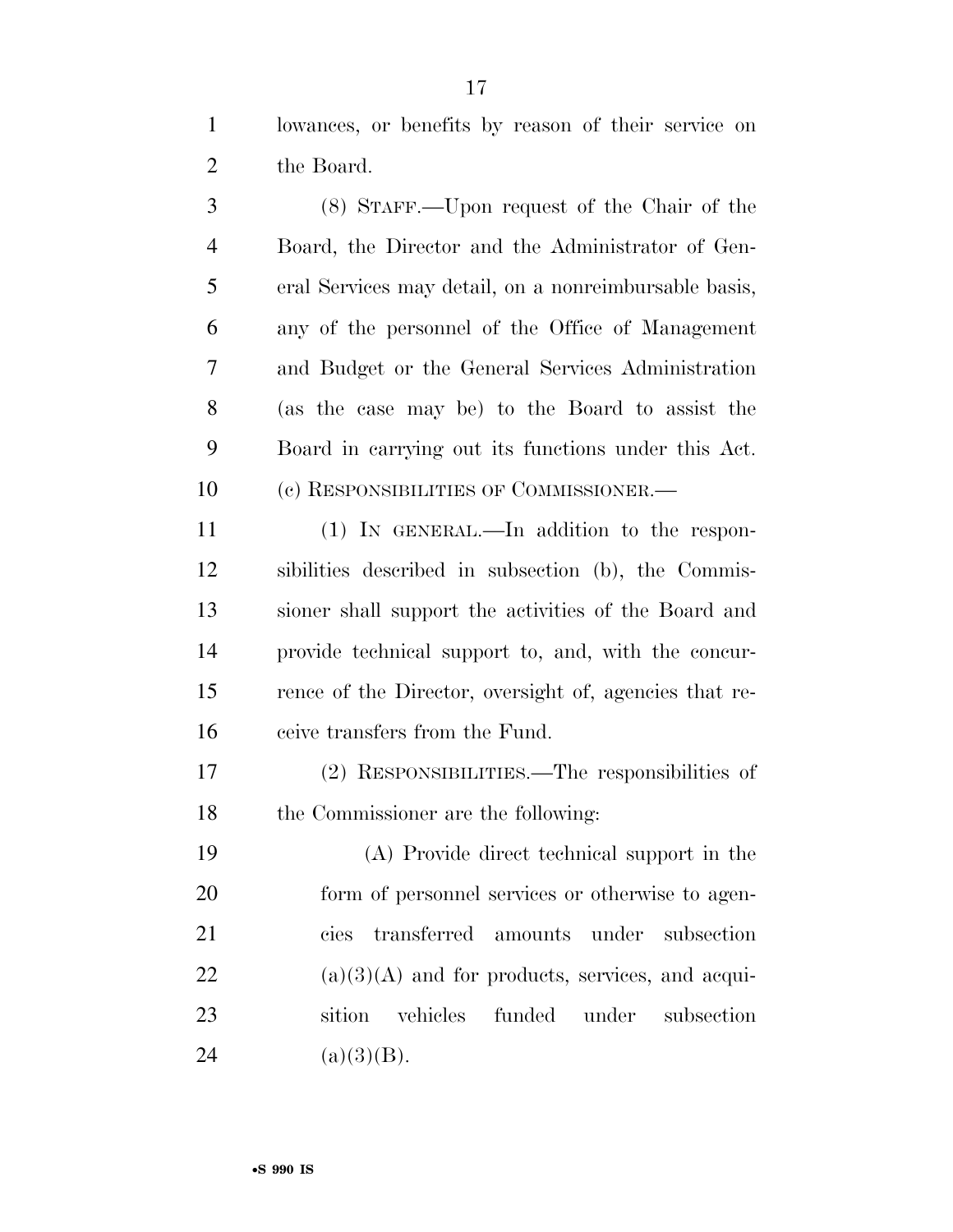lowances, or benefits by reason of their service on the Board.

(8) STAFF.—Upon request of the Chair of the Board, the Director and the Administrator of General Services may detail, on a nonreimbursable basis, any of the personnel of the Office of Management and Budget or the General Services Administration (as the case may be) to the Board to assist the Board in carrying out its functions under this Act.

(c) RESPONSIBILITIES OF COMMISSIONER.—

(1) IN GENERAL.—In addition to the responsibilities described in subsection (b), the Commissioner shall support the activities of the Board and provide technical support to, and, with the concurrence of the Director, oversight of, agencies that receive transfers from the Fund.

(2) RESPONSIBILITIES.—The responsibilities of the Commissioner are the following:

(A) Provide direct technical support in the form of personnel services or otherwise to agencies transferred amounts under subsection (a)(3)(A) and for products, services, and acquisition vehicles funded under subsection (a)(3)(B).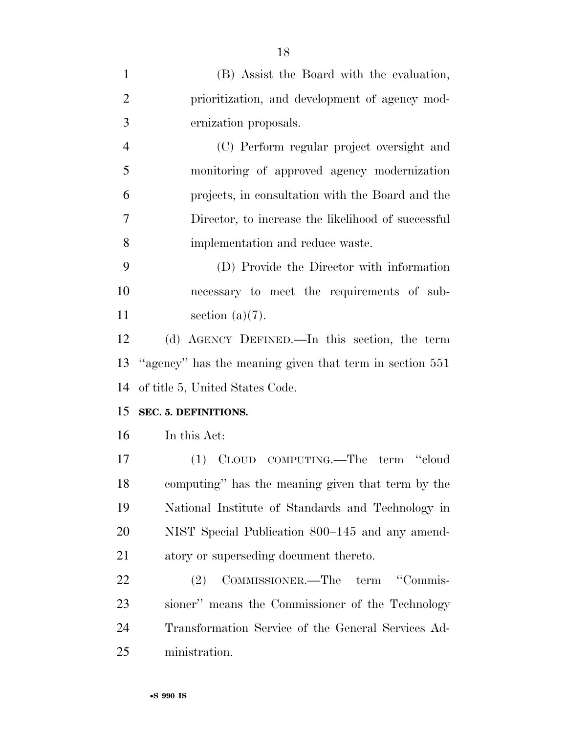(B) Assist the Board with the evaluation, prioritization, and development of agency modernization proposals.

(C) Perform regular project oversight and monitoring of approved agency modernization projects, in consultation with the Board and the Director, to increase the likelihood of successful implementation and reduce waste.

(D) Provide the Director with information necessary to meet the requirements of subsection (a)(7).

(d) AGENCY DEFINED.—In this section, the term "agency" has the meaning given that term in section 551 of title 5, United States Code.

**SEC. 5. DEFINITIONS.**

In this Act:

(1) CLOUD COMPUTING.—The term "cloud computing" has the meaning given that term by the National Institute of Standards and Technology in NIST Special Publication 800–145 and any amendatory or superseding document thereto.

(2) COMMISSIONER.—The term "Commissioner" means the Commissioner of the Technology Transformation Service of the General Services Administration.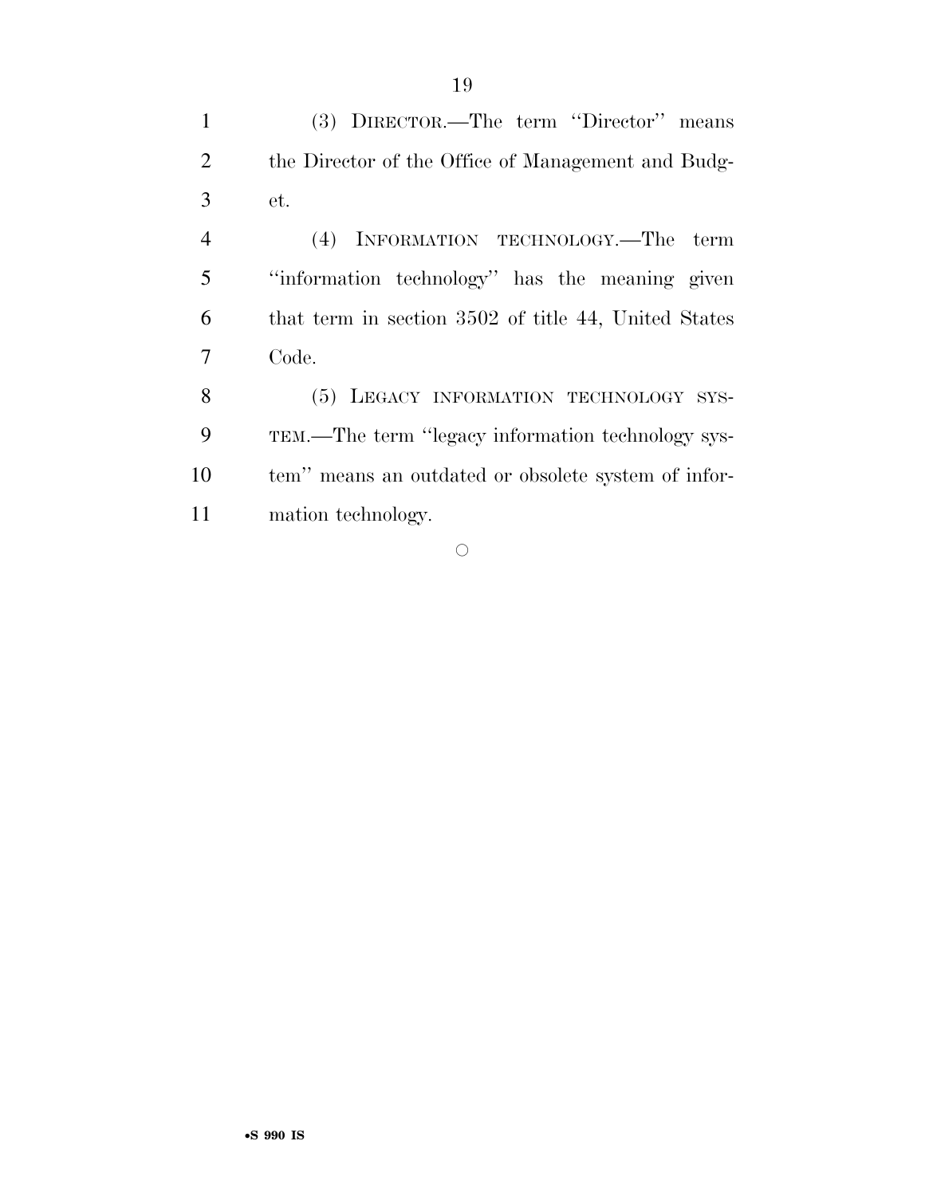(3) DIRECTOR.—The term ''Director'' means the Director of the Office of Management and Budget.

(4) INFORMATION TECHNOLOGY.—The term ''information technology'' has the meaning given that term in section 3502 of title 44, United States Code.

(5) LEGACY INFORMATION TECHNOLOGY SYSTEM.—The term ''legacy information technology system'' means an outdated or obsolete system of information technology.

○